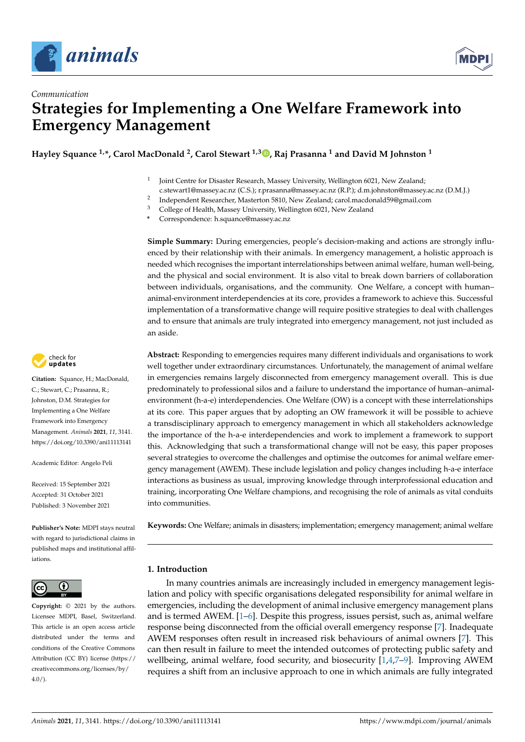*Communication*

# Strategies for Implementing a One Welfare Framework into Emergency Management

**Hayley Squance [1,*], Carol MacDonald [2], Carol Stewart [1,3], Raj Prasanna [1] and David M Johnston [1]**

1. Joint Centre for Disaster Research, Massey University, Wellington 6021, New Zealand; c.stewart1@massey.ac.nz (C.S.); r.prasanna@massey.ac.nz (R.P.); d.m.johnston@massey.ac.nz (D.M.J.)
2. Independent Researcher, Masterton 5810, New Zealand; carol.macdonald59@gmail.com
3. College of Health, Massey University, Wellington 6021, New Zealand

\* Correspondence: h.squance@massey.ac.nz

**Simple Summary:** During emergencies, people's decision-making and actions are strongly influenced by their relationship with their animals. In emergency management, a holistic approach is needed which recognises the important interrelationships between animal welfare, human well-being, and the physical and social environment. It is also vital to break down barriers of collaboration between individuals, organisations, and the community. One Welfare, a concept with human–animal-environment interdependencies at its core, provides a framework to achieve this. Successful implementation of a transformative change will require positive strategies to deal with challenges and to ensure that animals are truly integrated into emergency management, not just included as an aside.

**Abstract:** Responding to emergencies requires many different individuals and organisations to work well together under extraordinary circumstances. Unfortunately, the management of animal welfare in emergencies remains largely disconnected from emergency management overall. This is due predominately to professional silos and a failure to understand the importance of human–animal-environment (h-a-e) interdependencies. One Welfare (OW) is a concept with these interrelationships at its core. This paper argues that by adopting an OW framework it will be possible to achieve a transdisciplinary approach to emergency management in which all stakeholders acknowledge the importance of the h-a-e interdependencies and work to implement a framework to support this. Acknowledging that such a transformational change will not be easy, this paper proposes several strategies to overcome the challenges and optimise the outcomes for animal welfare emergency management (AWEM). These include legislation and policy changes including h-a-e interface interactions as business as usual, improving knowledge through interprofessional education and training, incorporating One Welfare champions, and recognising the role of animals as vital conduits into communities.

**Keywords:** One Welfare; animals in disasters; implementation; emergency management; animal welfare

**Citation:** Squance, H.; MacDonald, C.; Stewart, C.; Prasanna, R.; Johnston, D.M. Strategies for Implementing a One Welfare Framework into Emergency Management. *Animals* **2021**, *11*, 3141. https://doi.org/10.3390/ani11113141

Academic Editor: Angelo Peli

Received: 15 September 2021
Accepted: 31 October 2021
Published: 3 November 2021

**Publisher's Note:** MDPI stays neutral with regard to jurisdictional claims in published maps and institutional affiliations.

**Copyright:** © 2021 by the authors. Licensee MDPI, Basel, Switzerland. This article is an open access article distributed under the terms and conditions of the Creative Commons Attribution (CC BY) license (https://creativecommons.org/licenses/by/4.0/).

## 1. Introduction

In many countries animals are increasingly included in emergency management legislation and policy with specific organisations delegated responsibility for animal welfare in emergencies, including the development of animal inclusive emergency management plans and is termed AWEM. [1–6]. Despite this progress, issues persist, such as, animal welfare response being disconnected from the official overall emergency response [7]. Inadequate AWEM responses often result in increased risk behaviours of animal owners [7]. This can then result in failure to meet the intended outcomes of protecting public safety and wellbeing, animal welfare, food security, and biosecurity [1,4,7–9]. Improving AWEM requires a shift from an inclusive approach to one in which animals are fully integrated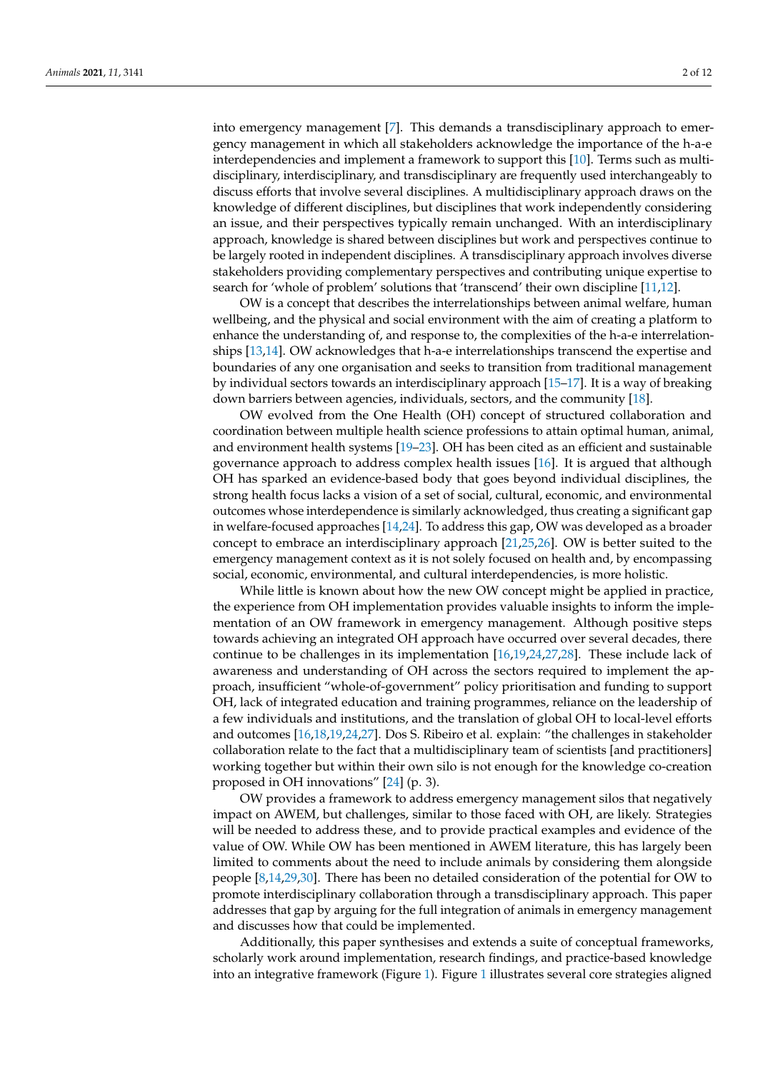into emergency management [7]. This demands a transdisciplinary approach to emergency management in which all stakeholders acknowledge the importance of the h-a-e interdependencies and implement a framework to support this [10]. Terms such as multidisciplinary, interdisciplinary, and transdisciplinary are frequently used interchangeably to discuss efforts that involve several disciplines. A multidisciplinary approach draws on the knowledge of different disciplines, but disciplines that work independently considering an issue, and their perspectives typically remain unchanged. With an interdisciplinary approach, knowledge is shared between disciplines but work and perspectives continue to be largely rooted in independent disciplines. A transdisciplinary approach involves diverse stakeholders providing complementary perspectives and contributing unique expertise to search for 'whole of problem' solutions that 'transcend' their own discipline [11,12].

OW is a concept that describes the interrelationships between animal welfare, human wellbeing, and the physical and social environment with the aim of creating a platform to enhance the understanding of, and response to, the complexities of the h-a-e interrelationships [13,14]. OW acknowledges that h-a-e interrelationships transcend the expertise and boundaries of any one organisation and seeks to transition from traditional management by individual sectors towards an interdisciplinary approach [15–17]. It is a way of breaking down barriers between agencies, individuals, sectors, and the community [18].

OW evolved from the One Health (OH) concept of structured collaboration and coordination between multiple health science professions to attain optimal human, animal, and environment health systems [19–23]. OH has been cited as an efficient and sustainable governance approach to address complex health issues [16]. It is argued that although OH has sparked an evidence-based body that goes beyond individual disciplines, the strong health focus lacks a vision of a set of social, cultural, economic, and environmental outcomes whose interdependence is similarly acknowledged, thus creating a significant gap in welfare-focused approaches [14,24]. To address this gap, OW was developed as a broader concept to embrace an interdisciplinary approach [21,25,26]. OW is better suited to the emergency management context as it is not solely focused on health and, by encompassing social, economic, environmental, and cultural interdependencies, is more holistic.

While little is known about how the new OW concept might be applied in practice, the experience from OH implementation provides valuable insights to inform the implementation of an OW framework in emergency management. Although positive steps towards achieving an integrated OH approach have occurred over several decades, there continue to be challenges in its implementation [16,19,24,27,28]. These include lack of awareness and understanding of OH across the sectors required to implement the approach, insufficient "whole-of-government" policy prioritisation and funding to support OH, lack of integrated education and training programmes, reliance on the leadership of a few individuals and institutions, and the translation of global OH to local-level efforts and outcomes [16,18,19,24,27]. Dos S. Ribeiro et al. explain: "the challenges in stakeholder collaboration relate to the fact that a multidisciplinary team of scientists [and practitioners] working together but within their own silo is not enough for the knowledge co-creation proposed in OH innovations" [24] (p. 3).

OW provides a framework to address emergency management silos that negatively impact on AWEM, but challenges, similar to those faced with OH, are likely. Strategies will be needed to address these, and to provide practical examples and evidence of the value of OW. While OW has been mentioned in AWEM literature, this has largely been limited to comments about the need to include animals by considering them alongside people [8,14,29,30]. There has been no detailed consideration of the potential for OW to promote interdisciplinary collaboration through a transdisciplinary approach. This paper addresses that gap by arguing for the full integration of animals in emergency management and discusses how that could be implemented.

Additionally, this paper synthesises and extends a suite of conceptual frameworks, scholarly work around implementation, research findings, and practice-based knowledge into an integrative framework (Figure 1). Figure 1 illustrates several core strategies aligned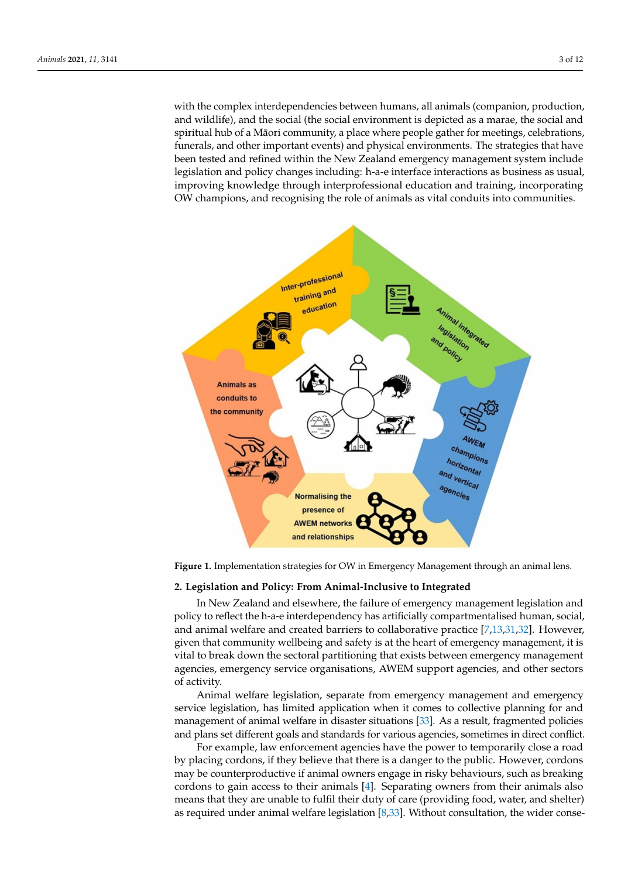with the complex interdependencies between humans, all animals (companion, production, and wildlife), and the social (the social environment is depicted as a marae, the social and spiritual hub of a Māori community, a place where people gather for meetings, celebrations, funerals, and other important events) and physical environments. The strategies that have been tested and refined within the New Zealand emergency management system include legislation and policy changes including: h-a-e interface interactions as business as usual, improving knowledge through interprofessional education and training, incorporating OW champions, and recognising the role of animals as vital conduits into communities.

Inter-professional training and education

Animal integrated legislation and policy

AWEM champions horizontal and vertical agencies

Normalising the presence of AWEM networks and relationships

Animals as conduits to the community

**Figure 1.** Implementation strategies for OW in Emergency Management through an animal lens.

## 2. Legislation and Policy: From Animal-Inclusive to Integrated

In New Zealand and elsewhere, the failure of emergency management legislation and policy to reflect the h-a-e interdependency has artificially compartmentalised human, social, and animal welfare and created barriers to collaborative practice [7,13,31,32]. However, given that community wellbeing and safety is at the heart of emergency management, it is vital to break down the sectoral partitioning that exists between emergency management agencies, emergency service organisations, AWEM support agencies, and other sectors of activity.

Animal welfare legislation, separate from emergency management and emergency service legislation, has limited application when it comes to collective planning for and management of animal welfare in disaster situations [33]. As a result, fragmented policies and plans set different goals and standards for various agencies, sometimes in direct conflict.

For example, law enforcement agencies have the power to temporarily close a road by placing cordons, if they believe that there is a danger to the public. However, cordons may be counterproductive if animal owners engage in risky behaviours, such as breaking cordons to gain access to their animals [4]. Separating owners from their animals also means that they are unable to fulfil their duty of care (providing food, water, and shelter) as required under animal welfare legislation [8,33]. Without consultation, the wider conse-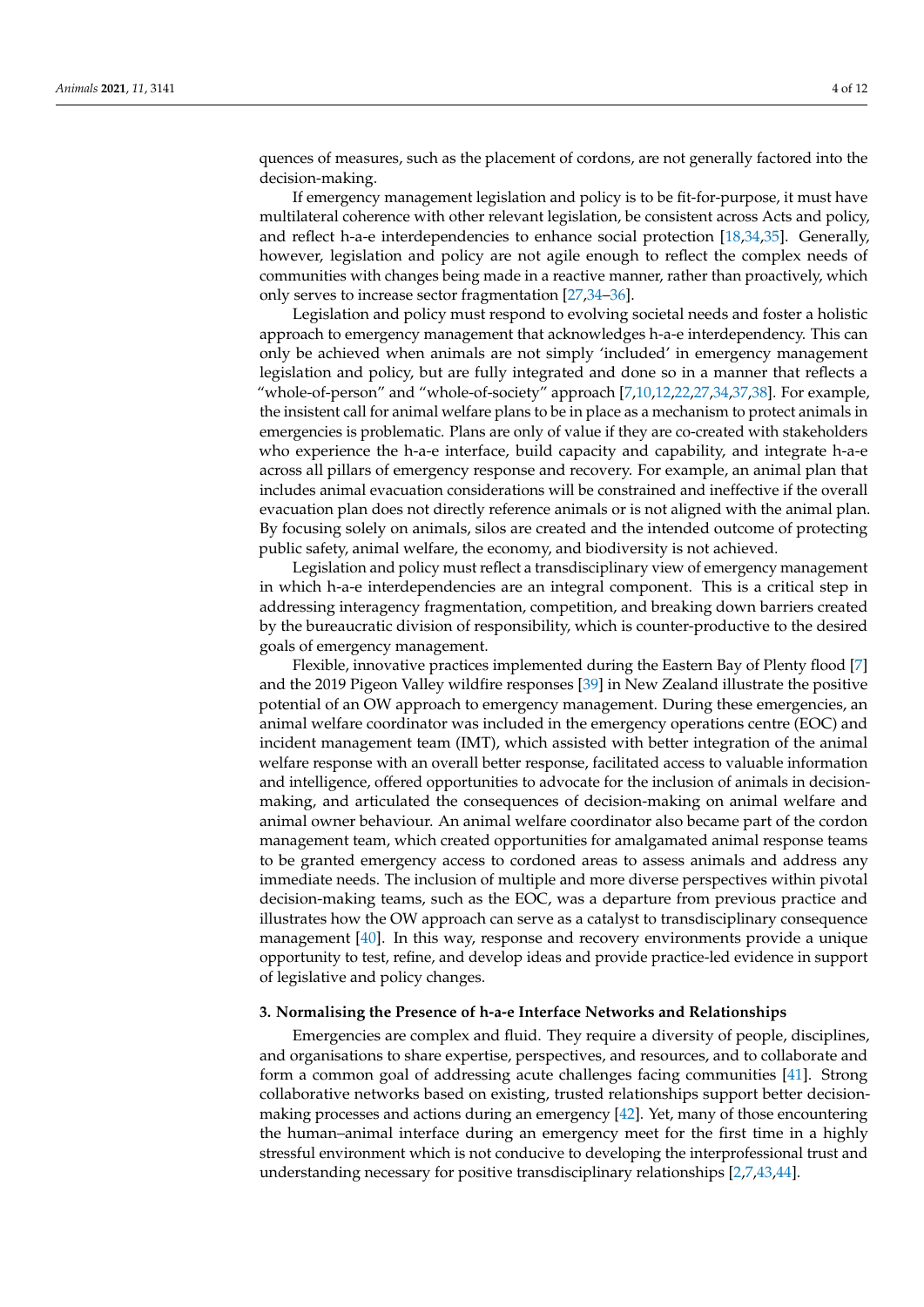quences of measures, such as the placement of cordons, are not generally factored into the decision-making.

If emergency management legislation and policy is to be fit-for-purpose, it must have multilateral coherence with other relevant legislation, be consistent across Acts and policy, and reflect h-a-e interdependencies to enhance social protection [18,34,35]. Generally, however, legislation and policy are not agile enough to reflect the complex needs of communities with changes being made in a reactive manner, rather than proactively, which only serves to increase sector fragmentation [27,34–36].

Legislation and policy must respond to evolving societal needs and foster a holistic approach to emergency management that acknowledges h-a-e interdependency. This can only be achieved when animals are not simply 'included' in emergency management legislation and policy, but are fully integrated and done so in a manner that reflects a "whole-of-person" and "whole-of-society" approach [7,10,12,22,27,34,37,38]. For example, the insistent call for animal welfare plans to be in place as a mechanism to protect animals in emergencies is problematic. Plans are only of value if they are co-created with stakeholders who experience the h-a-e interface, build capacity and capability, and integrate h-a-e across all pillars of emergency response and recovery. For example, an animal plan that includes animal evacuation considerations will be constrained and ineffective if the overall evacuation plan does not directly reference animals or is not aligned with the animal plan. By focusing solely on animals, silos are created and the intended outcome of protecting public safety, animal welfare, the economy, and biodiversity is not achieved.

Legislation and policy must reflect a transdisciplinary view of emergency management in which h-a-e interdependencies are an integral component. This is a critical step in addressing interagency fragmentation, competition, and breaking down barriers created by the bureaucratic division of responsibility, which is counter-productive to the desired goals of emergency management.

Flexible, innovative practices implemented during the Eastern Bay of Plenty flood [7] and the 2019 Pigeon Valley wildfire responses [39] in New Zealand illustrate the positive potential of an OW approach to emergency management. During these emergencies, an animal welfare coordinator was included in the emergency operations centre (EOC) and incident management team (IMT), which assisted with better integration of the animal welfare response with an overall better response, facilitated access to valuable information and intelligence, offered opportunities to advocate for the inclusion of animals in decision-making, and articulated the consequences of decision-making on animal welfare and animal owner behaviour. An animal welfare coordinator also became part of the cordon management team, which created opportunities for amalgamated animal response teams to be granted emergency access to cordoned areas to assess animals and address any immediate needs. The inclusion of multiple and more diverse perspectives within pivotal decision-making teams, such as the EOC, was a departure from previous practice and illustrates how the OW approach can serve as a catalyst to transdisciplinary consequence management [40]. In this way, response and recovery environments provide a unique opportunity to test, refine, and develop ideas and provide practice-led evidence in support of legislative and policy changes.

## 3. Normalising the Presence of h-a-e Interface Networks and Relationships

Emergencies are complex and fluid. They require a diversity of people, disciplines, and organisations to share expertise, perspectives, and resources, and to collaborate and form a common goal of addressing acute challenges facing communities [41]. Strong collaborative networks based on existing, trusted relationships support better decision-making processes and actions during an emergency [42]. Yet, many of those encountering the human–animal interface during an emergency meet for the first time in a highly stressful environment which is not conducive to developing the interprofessional trust and understanding necessary for positive transdisciplinary relationships [2,7,43,44].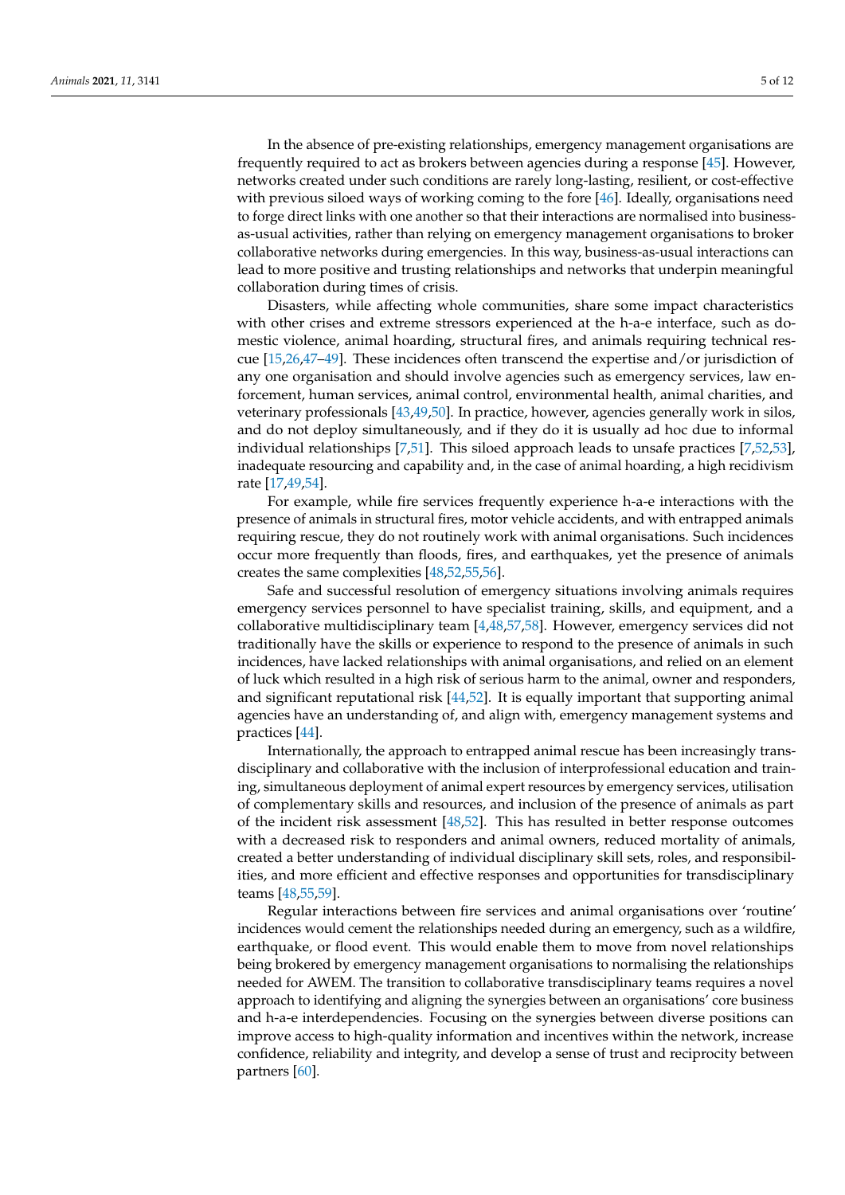In the absence of pre-existing relationships, emergency management organisations are frequently required to act as brokers between agencies during a response [45]. However, networks created under such conditions are rarely long-lasting, resilient, or cost-effective with previous siloed ways of working coming to the fore [46]. Ideally, organisations need to forge direct links with one another so that their interactions are normalised into business-as-usual activities, rather than relying on emergency management organisations to broker collaborative networks during emergencies. In this way, business-as-usual interactions can lead to more positive and trusting relationships and networks that underpin meaningful collaboration during times of crisis.

Disasters, while affecting whole communities, share some impact characteristics with other crises and extreme stressors experienced at the h-a-e interface, such as domestic violence, animal hoarding, structural fires, and animals requiring technical rescue [15,26,47–49]. These incidences often transcend the expertise and/or jurisdiction of any one organisation and should involve agencies such as emergency services, law enforcement, human services, animal control, environmental health, animal charities, and veterinary professionals [43,49,50]. In practice, however, agencies generally work in silos, and do not deploy simultaneously, and if they do it is usually ad hoc due to informal individual relationships [7,51]. This siloed approach leads to unsafe practices [7,52,53], inadequate resourcing and capability and, in the case of animal hoarding, a high recidivism rate [17,49,54].

For example, while fire services frequently experience h-a-e interactions with the presence of animals in structural fires, motor vehicle accidents, and with entrapped animals requiring rescue, they do not routinely work with animal organisations. Such incidences occur more frequently than floods, fires, and earthquakes, yet the presence of animals creates the same complexities [48,52,55,56].

Safe and successful resolution of emergency situations involving animals requires emergency services personnel to have specialist training, skills, and equipment, and a collaborative multidisciplinary team [4,48,57,58]. However, emergency services did not traditionally have the skills or experience to respond to the presence of animals in such incidences, have lacked relationships with animal organisations, and relied on an element of luck which resulted in a high risk of serious harm to the animal, owner and responders, and significant reputational risk [44,52]. It is equally important that supporting animal agencies have an understanding of, and align with, emergency management systems and practices [44].

Internationally, the approach to entrapped animal rescue has been increasingly transdisciplinary and collaborative with the inclusion of interprofessional education and training, simultaneous deployment of animal expert resources by emergency services, utilisation of complementary skills and resources, and inclusion of the presence of animals as part of the incident risk assessment [48,52]. This has resulted in better response outcomes with a decreased risk to responders and animal owners, reduced mortality of animals, created a better understanding of individual disciplinary skill sets, roles, and responsibilities, and more efficient and effective responses and opportunities for transdisciplinary teams [48,55,59].

Regular interactions between fire services and animal organisations over 'routine' incidences would cement the relationships needed during an emergency, such as a wildfire, earthquake, or flood event. This would enable them to move from novel relationships being brokered by emergency management organisations to normalising the relationships needed for AWEM. The transition to collaborative transdisciplinary teams requires a novel approach to identifying and aligning the synergies between an organisations' core business and h-a-e interdependencies. Focusing on the synergies between diverse positions can improve access to high-quality information and incentives within the network, increase confidence, reliability and integrity, and develop a sense of trust and reciprocity between partners [60].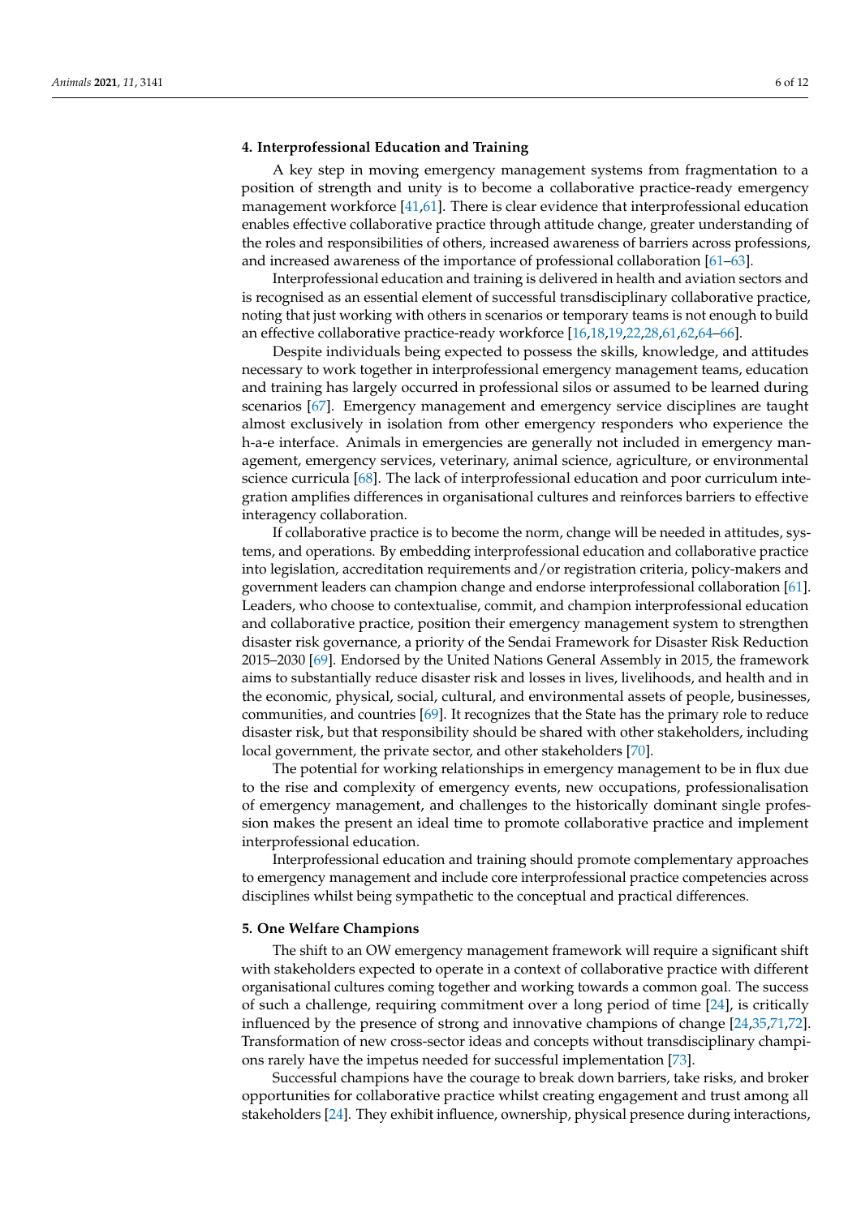## 4. Interprofessional Education and Training

A key step in moving emergency management systems from fragmentation to a position of strength and unity is to become a collaborative practice-ready emergency management workforce [41,61]. There is clear evidence that interprofessional education enables effective collaborative practice through attitude change, greater understanding of the roles and responsibilities of others, increased awareness of barriers across professions, and increased awareness of the importance of professional collaboration [61–63].

Interprofessional education and training is delivered in health and aviation sectors and is recognised as an essential element of successful transdisciplinary collaborative practice, noting that just working with others in scenarios or temporary teams is not enough to build an effective collaborative practice-ready workforce [16,18,19,22,28,61,62,64–66].

Despite individuals being expected to possess the skills, knowledge, and attitudes necessary to work together in interprofessional emergency management teams, education and training has largely occurred in professional silos or assumed to be learned during scenarios [67]. Emergency management and emergency service disciplines are taught almost exclusively in isolation from other emergency responders who experience the h-a-e interface. Animals in emergencies are generally not included in emergency management, emergency services, veterinary, animal science, agriculture, or environmental science curricula [68]. The lack of interprofessional education and poor curriculum integration amplifies differences in organisational cultures and reinforces barriers to effective interagency collaboration.

If collaborative practice is to become the norm, change will be needed in attitudes, systems, and operations. By embedding interprofessional education and collaborative practice into legislation, accreditation requirements and/or registration criteria, policy-makers and government leaders can champion change and endorse interprofessional collaboration [61]. Leaders, who choose to contextualise, commit, and champion interprofessional education and collaborative practice, position their emergency management system to strengthen disaster risk governance, a priority of the Sendai Framework for Disaster Risk Reduction 2015–2030 [69]. Endorsed by the United Nations General Assembly in 2015, the framework aims to substantially reduce disaster risk and losses in lives, livelihoods, and health and in the economic, physical, social, cultural, and environmental assets of people, businesses, communities, and countries [69]. It recognizes that the State has the primary role to reduce disaster risk, but that responsibility should be shared with other stakeholders, including local government, the private sector, and other stakeholders [70].

The potential for working relationships in emergency management to be in flux due to the rise and complexity of emergency events, new occupations, professionalisation of emergency management, and challenges to the historically dominant single profession makes the present an ideal time to promote collaborative practice and implement interprofessional education.

Interprofessional education and training should promote complementary approaches to emergency management and include core interprofessional practice competencies across disciplines whilst being sympathetic to the conceptual and practical differences.

## 5. One Welfare Champions

The shift to an OW emergency management framework will require a significant shift with stakeholders expected to operate in a context of collaborative practice with different organisational cultures coming together and working towards a common goal. The success of such a challenge, requiring commitment over a long period of time [24], is critically influenced by the presence of strong and innovative champions of change [24,35,71,72]. Transformation of new cross-sector ideas and concepts without transdisciplinary champions rarely have the impetus needed for successful implementation [73].

Successful champions have the courage to break down barriers, take risks, and broker opportunities for collaborative practice whilst creating engagement and trust among all stakeholders [24]. They exhibit influence, ownership, physical presence during interactions,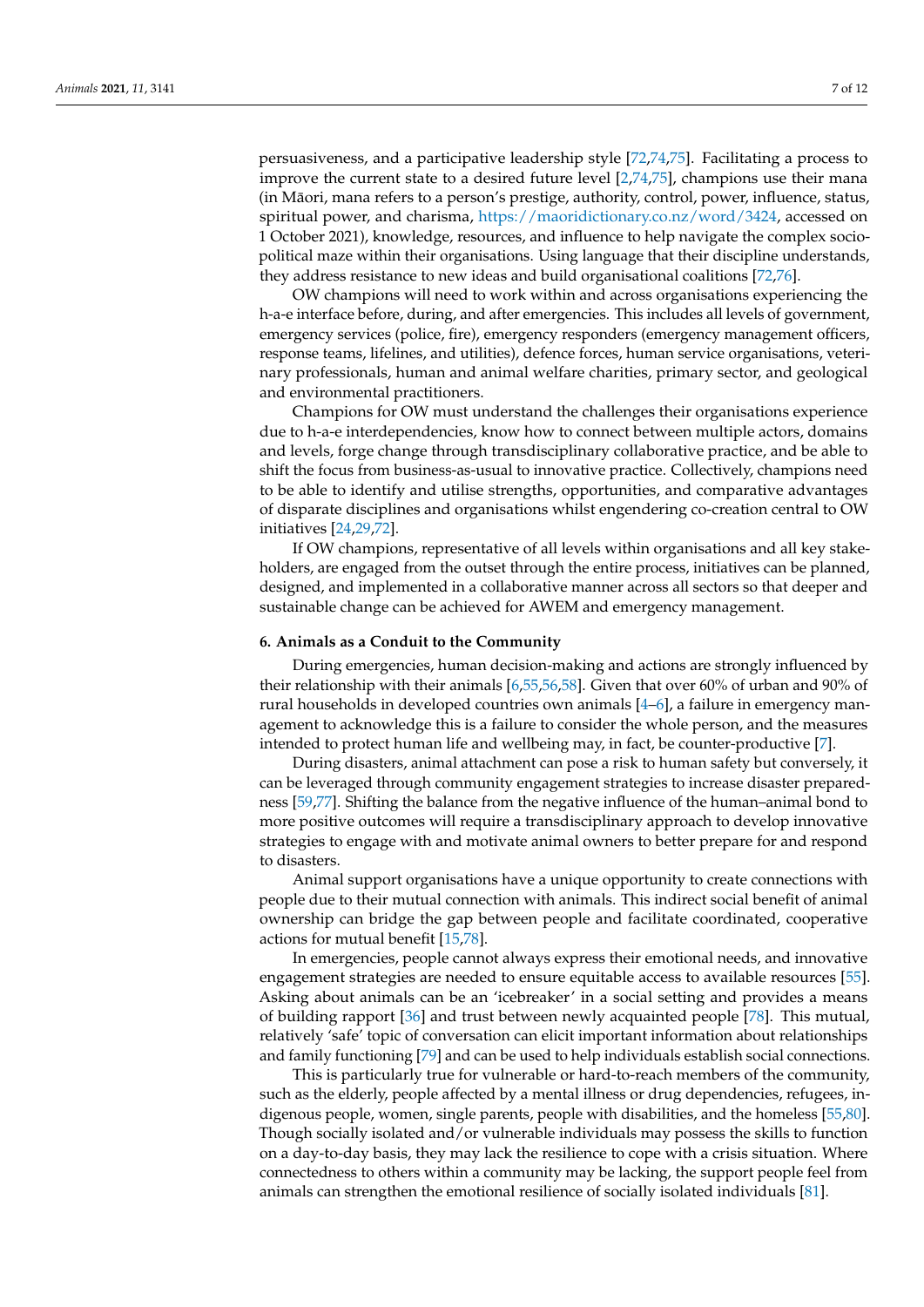persuasiveness, and a participative leadership style [72,74,75]. Facilitating a process to improve the current state to a desired future level [2,74,75], champions use their mana (in Māori, mana refers to a person's prestige, authority, control, power, influence, status, spiritual power, and charisma, https://maoridictionary.co.nz/word/3424, accessed on 1 October 2021), knowledge, resources, and influence to help navigate the complex socio-political maze within their organisations. Using language that their discipline understands, they address resistance to new ideas and build organisational coalitions [72,76].

OW champions will need to work within and across organisations experiencing the h-a-e interface before, during, and after emergencies. This includes all levels of government, emergency services (police, fire), emergency responders (emergency management officers, response teams, lifelines, and utilities), defence forces, human service organisations, veterinary professionals, human and animal welfare charities, primary sector, and geological and environmental practitioners.

Champions for OW must understand the challenges their organisations experience due to h-a-e interdependencies, know how to connect between multiple actors, domains and levels, forge change through transdisciplinary collaborative practice, and be able to shift the focus from business-as-usual to innovative practice. Collectively, champions need to be able to identify and utilise strengths, opportunities, and comparative advantages of disparate disciplines and organisations whilst engendering co-creation central to OW initiatives [24,29,72].

If OW champions, representative of all levels within organisations and all key stakeholders, are engaged from the outset through the entire process, initiatives can be planned, designed, and implemented in a collaborative manner across all sectors so that deeper and sustainable change can be achieved for AWEM and emergency management.

## 6. Animals as a Conduit to the Community

During emergencies, human decision-making and actions are strongly influenced by their relationship with their animals [6,55,56,58]. Given that over 60% of urban and 90% of rural households in developed countries own animals [4–6], a failure in emergency management to acknowledge this is a failure to consider the whole person, and the measures intended to protect human life and wellbeing may, in fact, be counter-productive [7].

During disasters, animal attachment can pose a risk to human safety but conversely, it can be leveraged through community engagement strategies to increase disaster preparedness [59,77]. Shifting the balance from the negative influence of the human–animal bond to more positive outcomes will require a transdisciplinary approach to develop innovative strategies to engage with and motivate animal owners to better prepare for and respond to disasters.

Animal support organisations have a unique opportunity to create connections with people due to their mutual connection with animals. This indirect social benefit of animal ownership can bridge the gap between people and facilitate coordinated, cooperative actions for mutual benefit [15,78].

In emergencies, people cannot always express their emotional needs, and innovative engagement strategies are needed to ensure equitable access to available resources [55]. Asking about animals can be an 'icebreaker' in a social setting and provides a means of building rapport [36] and trust between newly acquainted people [78]. This mutual, relatively 'safe' topic of conversation can elicit important information about relationships and family functioning [79] and can be used to help individuals establish social connections.

This is particularly true for vulnerable or hard-to-reach members of the community, such as the elderly, people affected by a mental illness or drug dependencies, refugees, indigenous people, women, single parents, people with disabilities, and the homeless [55,80]. Though socially isolated and/or vulnerable individuals may possess the skills to function on a day-to-day basis, they may lack the resilience to cope with a crisis situation. Where connectedness to others within a community may be lacking, the support people feel from animals can strengthen the emotional resilience of socially isolated individuals [81].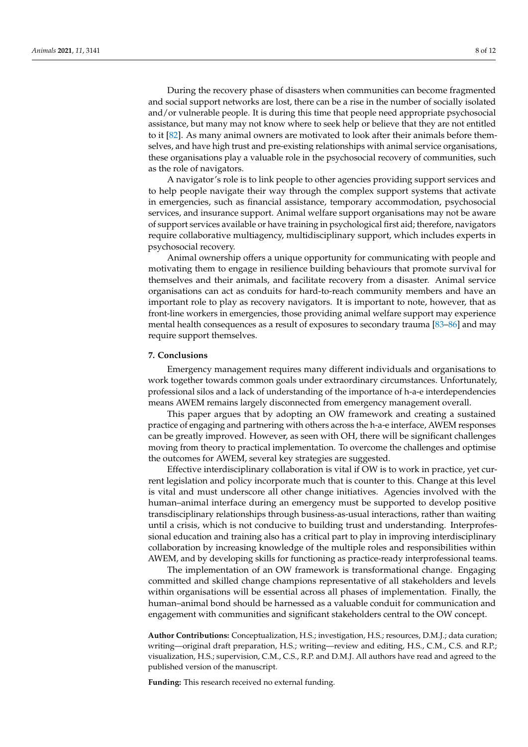During the recovery phase of disasters when communities can become fragmented and social support networks are lost, there can be a rise in the number of socially isolated and/or vulnerable people. It is during this time that people need appropriate psychosocial assistance, but many may not know where to seek help or believe that they are not entitled to it [82]. As many animal owners are motivated to look after their animals before themselves, and have high trust and pre-existing relationships with animal service organisations, these organisations play a valuable role in the psychosocial recovery of communities, such as the role of navigators.

A navigator's role is to link people to other agencies providing support services and to help people navigate their way through the complex support systems that activate in emergencies, such as financial assistance, temporary accommodation, psychosocial services, and insurance support. Animal welfare support organisations may not be aware of support services available or have training in psychological first aid; therefore, navigators require collaborative multiagency, multidisciplinary support, which includes experts in psychosocial recovery.

Animal ownership offers a unique opportunity for communicating with people and motivating them to engage in resilience building behaviours that promote survival for themselves and their animals, and facilitate recovery from a disaster. Animal service organisations can act as conduits for hard-to-reach community members and have an important role to play as recovery navigators. It is important to note, however, that as front-line workers in emergencies, those providing animal welfare support may experience mental health consequences as a result of exposures to secondary trauma [83–86] and may require support themselves.

## 7. Conclusions

Emergency management requires many different individuals and organisations to work together towards common goals under extraordinary circumstances. Unfortunately, professional silos and a lack of understanding of the importance of h-a-e interdependencies means AWEM remains largely disconnected from emergency management overall.

This paper argues that by adopting an OW framework and creating a sustained practice of engaging and partnering with others across the h-a-e interface, AWEM responses can be greatly improved. However, as seen with OH, there will be significant challenges moving from theory to practical implementation. To overcome the challenges and optimise the outcomes for AWEM, several key strategies are suggested.

Effective interdisciplinary collaboration is vital if OW is to work in practice, yet current legislation and policy incorporate much that is counter to this. Change at this level is vital and must underscore all other change initiatives. Agencies involved with the human–animal interface during an emergency must be supported to develop positive transdisciplinary relationships through business-as-usual interactions, rather than waiting until a crisis, which is not conducive to building trust and understanding. Interprofessional education and training also has a critical part to play in improving interdisciplinary collaboration by increasing knowledge of the multiple roles and responsibilities within AWEM, and by developing skills for functioning as practice-ready interprofessional teams.

The implementation of an OW framework is transformational change. Engaging committed and skilled change champions representative of all stakeholders and levels within organisations will be essential across all phases of implementation. Finally, the human–animal bond should be harnessed as a valuable conduit for communication and engagement with communities and significant stakeholders central to the OW concept.

**Author Contributions:** Conceptualization, H.S.; investigation, H.S.; resources, D.M.J.; data curation; writing—original draft preparation, H.S.; writing—review and editing, H.S., C.M., C.S. and R.P.; visualization, H.S.; supervision, C.M., C.S., R.P. and D.M.J. All authors have read and agreed to the published version of the manuscript.

**Funding:** This research received no external funding.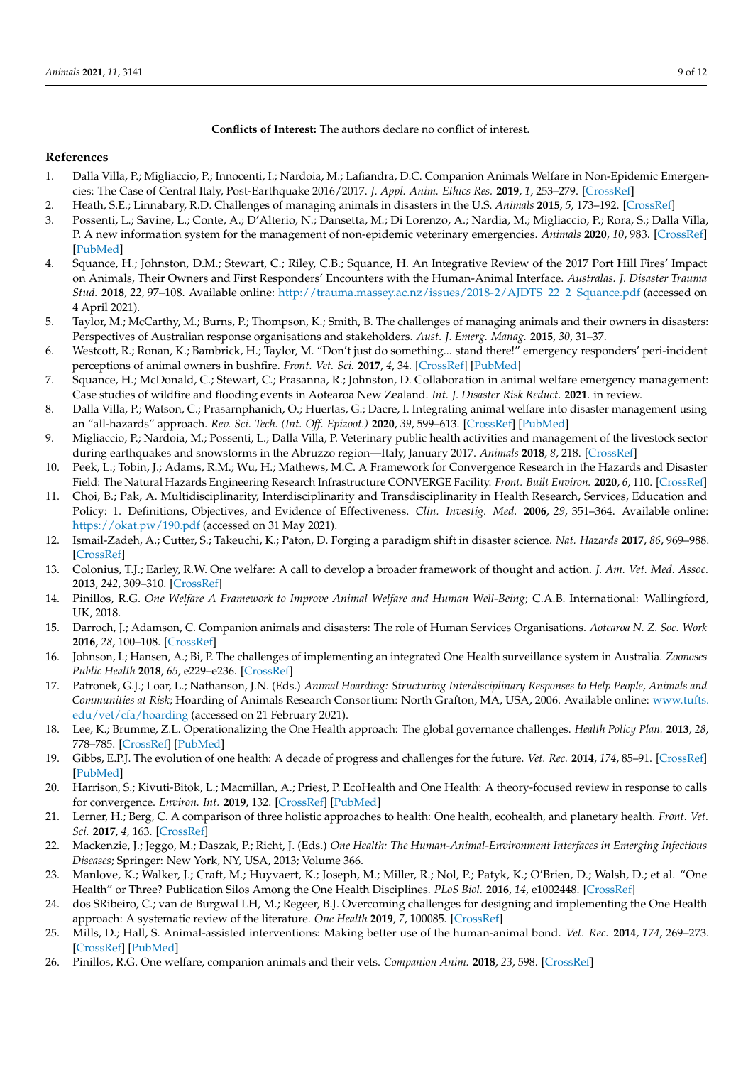**Conflicts of Interest:** The authors declare no conflict of interest.

## References

1. Dalla Villa, P.; Migliaccio, P.; Innocenti, I.; Nardoia, M.; Lafiandra, D.C. Companion Animals Welfare in Non-Epidemic Emergencies: The Case of Central Italy, Post-Earthquake 2016/2017. *J. Appl. Anim. Ethics Res.* **2019**, *1*, 253–279. [CrossRef]
2. Heath, S.E.; Linnabary, R.D. Challenges of managing animals in disasters in the U.S. *Animals* **2015**, *5*, 173–192. [CrossRef]
3. Possenti, L.; Savine, L.; Conte, A.; D'Alterio, N.; Dansetta, M.; Di Lorenzo, A.; Nardia, M.; Migliaccio, P.; Rora, S.; Dalla Villa, P. A new information system for the management of non-epidemic veterinary emergencies. *Animals* **2020**, *10*, 983. [CrossRef] [PubMed]
4. Squance, H.; Johnston, D.M.; Stewart, C.; Riley, C.B.; Squance, H. An Integrative Review of the 2017 Port Hill Fires' Impact on Animals, Their Owners and First Responders' Encounters with the Human-Animal Interface. *Australas. J. Disaster Trauma Stud.* **2018**, *22*, 97–108. Available online: http://trauma.massey.ac.nz/issues/2018-2/AJDTS_22_2_Squance.pdf (accessed on 4 April 2021).
5. Taylor, M.; McCarthy, M.; Burns, P.; Thompson, K.; Smith, B. The challenges of managing animals and their owners in disasters: Perspectives of Australian response organisations and stakeholders. *Aust. J. Emerg. Manag.* **2015**, *30*, 31–37.
6. Westcott, R.; Ronan, K.; Bambrick, H.; Taylor, M. "Don't just do something... stand there!" emergency responders' peri-incident perceptions of animal owners in bushfire. *Front. Vet. Sci.* **2017**, *4*, 34. [CrossRef] [PubMed]
7. Squance, H.; McDonald, C.; Stewart, C.; Prasanna, R.; Johnston, D. Collaboration in animal welfare emergency management: Case studies of wildfire and flooding events in Aotearoa New Zealand. *Int. J. Disaster Risk Reduct.* **2021**. in review.
8. Dalla Villa, P.; Watson, C.; Prasarnphanich, O.; Huertas, G.; Dacre, I. Integrating animal welfare into disaster management using an "all-hazards" approach. *Rev. Sci. Tech. (Int. Off. Epizoot.)* **2020**, *39*, 599–613. [CrossRef] [PubMed]
9. Migliaccio, P.; Nardoia, M.; Possenti, L.; Dalla Villa, P. Veterinary public health activities and management of the livestock sector during earthquakes and snowstorms in the Abruzzo region—Italy, January 2017. *Animals* **2018**, *8*, 218. [CrossRef]
10. Peek, L.; Tobin, J.; Adams, R.M.; Wu, H.; Mathews, M.C. A Framework for Convergence Research in the Hazards and Disaster Field: The Natural Hazards Engineering Research Infrastructure CONVERGE Facility. *Front. Built Environ.* **2020**, *6*, 110. [CrossRef]
11. Choi, B.; Pak, A. Multidisciplinarity, Interdisciplinarity and Transdisciplinarity in Health Research, Services, Education and Policy: 1. Definitions, Objectives, and Evidence of Effectiveness. *Clin. Investig. Med.* **2006**, *29*, 351–364. Available online: https://okat.pw/190.pdf (accessed on 31 May 2021).
12. Ismail-Zadeh, A.; Cutter, S.; Takeuchi, K.; Paton, D. Forging a paradigm shift in disaster science. *Nat. Hazards* **2017**, *86*, 969–988. [CrossRef]
13. Colonius, T.J.; Earley, R.W. One welfare: A call to develop a broader framework of thought and action. *J. Am. Vet. Med. Assoc.* **2013**, *242*, 309–310. [CrossRef]
14. Pinillos, R.G. *One Welfare A Framework to Improve Animal Welfare and Human Well-Being*; C.A.B. International: Wallingford, UK, 2018.
15. Darroch, J.; Adamson, C. Companion animals and disasters: The role of Human Services Organisations. *Aotearoa N. Z. Soc. Work* **2016**, *28*, 100–108. [CrossRef]
16. Johnson, I.; Hansen, A.; Bi, P. The challenges of implementing an integrated One Health surveillance system in Australia. *Zoonoses Public Health* **2018**, *65*, e229–e236. [CrossRef]
17. Patronek, G.J.; Loar, L.; Nathanson, J.N. (Eds.) *Animal Hoarding: Structuring Interdisciplinary Responses to Help People, Animals and Communities at Risk*; Hoarding of Animals Research Consortium: North Grafton, MA, USA, 2006. Available online: www.tufts.edu/vet/cfa/hoarding (accessed on 21 February 2021).
18. Lee, K.; Brumme, Z.L. Operationalizing the One Health approach: The global governance challenges. *Health Policy Plan.* **2013**, *28*, 778–785. [CrossRef] [PubMed]
19. Gibbs, E.P.J. The evolution of one health: A decade of progress and challenges for the future. *Vet. Rec.* **2014**, *174*, 85–91. [CrossRef] [PubMed]
20. Harrison, S.; Kivuti-Bitok, L.; Macmillan, A.; Priest, P. EcoHealth and One Health: A theory-focused review in response to calls for convergence. *Environ. Int.* **2019**, 132. [CrossRef] [PubMed]
21. Lerner, H.; Berg, C. A comparison of three holistic approaches to health: One health, ecohealth, and planetary health. *Front. Vet. Sci.* **2017**, *4*, 163. [CrossRef]
22. Mackenzie, J.; Jeggo, M.; Daszak, P.; Richt, J. (Eds.) *One Health: The Human-Animal-Environment Interfaces in Emerging Infectious Diseases*; Springer: New York, NY, USA, 2013; Volume 366.
23. Manlove, K.; Walker, J.; Craft, M.; Huyvaert, K.; Joseph, M.; Miller, R.; Nol, P.; Patyk, K.; O'Brien, D.; Walsh, D.; et al. "One Health" or Three? Publication Silos Among the One Health Disciplines. *PLoS Biol.* **2016**, *14*, e1002448. [CrossRef]
24. dos SRibeiro, C.; van de Burgwal LH, M.; Regeer, B.J. Overcoming challenges for designing and implementing the One Health approach: A systematic review of the literature. *One Health* **2019**, *7*, 100085. [CrossRef]
25. Mills, D.; Hall, S. Animal-assisted interventions: Making better use of the human-animal bond. *Vet. Rec.* **2014**, *174*, 269–273. [CrossRef] [PubMed]
26. Pinillos, R.G. One welfare, companion animals and their vets. *Companion Anim.* **2018**, *23*, 598. [CrossRef]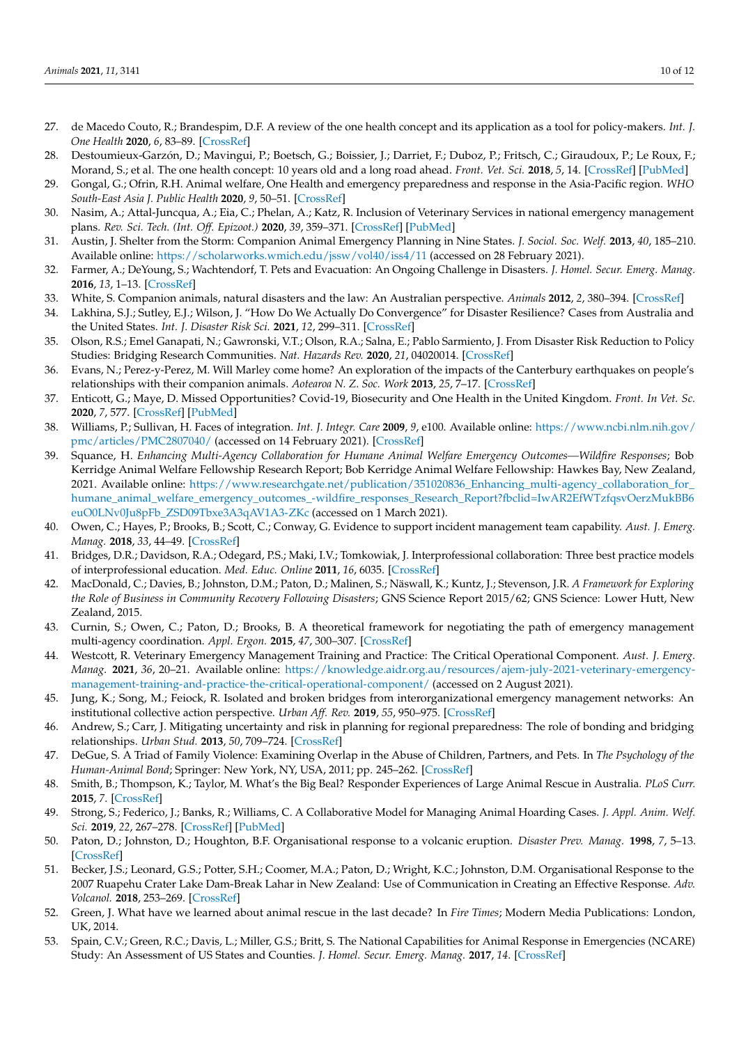27. de Macedo Couto, R.; Brandespim, D.F. A review of the one health concept and its application as a tool for policy-makers. *Int. J. One Health* **2020**, *6*, 83–89. [CrossRef]
28. Destoumieux-Garzón, D.; Mavingui, P.; Boetsch, G.; Boissier, J.; Darriet, F.; Duboz, P.; Fritsch, C.; Giraudoux, P.; Le Roux, F.; Morand, S.; et al. The one health concept: 10 years old and a long road ahead. *Front. Vet. Sci.* **2018**, *5*, 14. [CrossRef] [PubMed]
29. Gongal, G.; Ofrin, R.H. Animal welfare, One Health and emergency preparedness and response in the Asia-Pacific region. *WHO South-East Asia J. Public Health* **2020**, *9*, 50–51. [CrossRef]
30. Nasim, A.; Attal-Juncqua, A.; Eia, C.; Phelan, A.; Katz, R. Inclusion of Veterinary Services in national emergency management plans. *Rev. Sci. Tech. (Int. Off. Epizoot.)* **2020**, *39*, 359–371. [CrossRef] [PubMed]
31. Austin, J. Shelter from the Storm: Companion Animal Emergency Planning in Nine States. *J. Sociol. Soc. Welf.* **2013**, *40*, 185–210. Available online: https://scholarworks.wmich.edu/jssw/vol40/iss4/11 (accessed on 28 February 2021).
32. Farmer, A.; DeYoung, S.; Wachtendorf, T. Pets and Evacuation: An Ongoing Challenge in Disasters. *J. Homel. Secur. Emerg. Manag.* **2016**, *13*, 1–13. [CrossRef]
33. White, S. Companion animals, natural disasters and the law: An Australian perspective. *Animals* **2012**, *2*, 380–394. [CrossRef]
34. Lakhina, S.J.; Sutley, E.J.; Wilson, J. "How Do We Actually Do Convergence" for Disaster Resilience? Cases from Australia and the United States. *Int. J. Disaster Risk Sci.* **2021**, *12*, 299–311. [CrossRef]
35. Olson, R.S.; Emel Ganapati, N.; Gawronski, V.T.; Olson, R.A.; Salna, E.; Pablo Sarmiento, J. From Disaster Risk Reduction to Policy Studies: Bridging Research Communities. *Nat. Hazards Rev.* **2020**, *21*, 04020014. [CrossRef]
36. Evans, N.; Perez-y-Perez, M. Will Marley come home? An exploration of the impacts of the Canterbury earthquakes on people's relationships with their companion animals. *Aotearoa N. Z. Soc. Work* **2013**, *25*, 7–17. [CrossRef]
37. Enticott, G.; Maye, D. Missed Opportunities? Covid-19, Biosecurity and One Health in the United Kingdom. *Front. In Vet. Sc.* **2020**, *7*, 577. [CrossRef] [PubMed]
38. Williams, P.; Sullivan, H. Faces of integration. *Int. J. Integr. Care* **2009**, *9*, e100. Available online: https://www.ncbi.nlm.nih.gov/pmc/articles/PMC2807040/ (accessed on 14 February 2021). [CrossRef]
39. Squance, H. *Enhancing Multi-Agency Collaboration for Humane Animal Welfare Emergency Outcomes—Wildfire Responses*; Bob Kerridge Animal Welfare Fellowship Research Report; Bob Kerridge Animal Welfare Fellowship: Hawkes Bay, New Zealand, 2021. Available online: https://www.researchgate.net/publication/351020836_Enhancing_multi-agency_collaboration_for_humane_animal_welfare_emergency_outcomes_-wildfire_responses_Research_Report?fbclid=IwAR2EfWTzfqsvOerzMukBB6euO0LNv0Ju8pFb_ZSD09Tbxe3A3qAV1A3-ZKc (accessed on 1 March 2021).
40. Owen, C.; Hayes, P.; Brooks, B.; Scott, C.; Conway, G. Evidence to support incident management team capability. *Aust. J. Emerg. Manag.* **2018**, *33*, 44–49. [CrossRef]
41. Bridges, D.R.; Davidson, R.A.; Odegard, P.S.; Maki, I.V.; Tomkowiak, J. Interprofessional collaboration: Three best practice models of interprofessional education. *Med. Educ. Online* **2011**, *16*, 6035. [CrossRef]
42. MacDonald, C.; Davies, B.; Johnston, D.M.; Paton, D.; Malinen, S.; Näswall, K.; Kuntz, J.; Stevenson, J.R. *A Framework for Exploring the Role of Business in Community Recovery Following Disasters*; GNS Science Report 2015/62; GNS Science: Lower Hutt, New Zealand, 2015.
43. Curnin, S.; Owen, C.; Paton, D.; Brooks, B. A theoretical framework for negotiating the path of emergency management multi-agency coordination. *Appl. Ergon.* **2015**, *47*, 300–307. [CrossRef]
44. Westcott, R. Veterinary Emergency Management Training and Practice: The Critical Operational Component. *Aust. J. Emerg. Manag.* **2021**, *36*, 20–21. Available online: https://knowledge.aidr.org.au/resources/ajem-july-2021-veterinary-emergency-management-training-and-practice-the-critical-operational-component/ (accessed on 2 August 2021).
45. Jung, K.; Song, M.; Feiock, R. Isolated and broken bridges from interorganizational emergency management networks: An institutional collective action perspective. *Urban Aff. Rev.* **2019**, *55*, 950–975. [CrossRef]
46. Andrew, S.; Carr, J. Mitigating uncertainty and risk in planning for regional preparedness: The role of bonding and bridging relationships. *Urban Stud.* **2013**, *50*, 709–724. [CrossRef]
47. DeGue, S. A Triad of Family Violence: Examining Overlap in the Abuse of Children, Partners, and Pets. In *The Psychology of the Human-Animal Bond*; Springer: New York, NY, USA, 2011; pp. 245–262. [CrossRef]
48. Smith, B.; Thompson, K.; Taylor, M. What's the Big Beal? Responder Experiences of Large Animal Rescue in Australia. *PLoS Curr.* **2015**, *7*. [CrossRef]
49. Strong, S.; Federico, J.; Banks, R.; Williams, C. A Collaborative Model for Managing Animal Hoarding Cases. *J. Appl. Anim. Welf. Sci.* **2019**, *22*, 267–278. [CrossRef] [PubMed]
50. Paton, D.; Johnston, D.; Houghton, B.F. Organisational response to a volcanic eruption. *Disaster Prev. Manag.* **1998**, *7*, 5–13. [CrossRef]
51. Becker, J.S.; Leonard, G.S.; Potter, S.H.; Coomer, M.A.; Paton, D.; Wright, K.C.; Johnston, D.M. Organisational Response to the 2007 Ruapehu Crater Lake Dam-Break Lahar in New Zealand: Use of Communication in Creating an Effective Response. *Adv. Volcanol.* **2018**, 253–269. [CrossRef]
52. Green, J. What have we learned about animal rescue in the last decade? In *Fire Times*; Modern Media Publications: London, UK, 2014.
53. Spain, C.V.; Green, R.C.; Davis, L.; Miller, G.S.; Britt, S. The National Capabilities for Animal Response in Emergencies (NCARE) Study: An Assessment of US States and Counties. *J. Homel. Secur. Emerg. Manag.* **2017**, *14*. [CrossRef]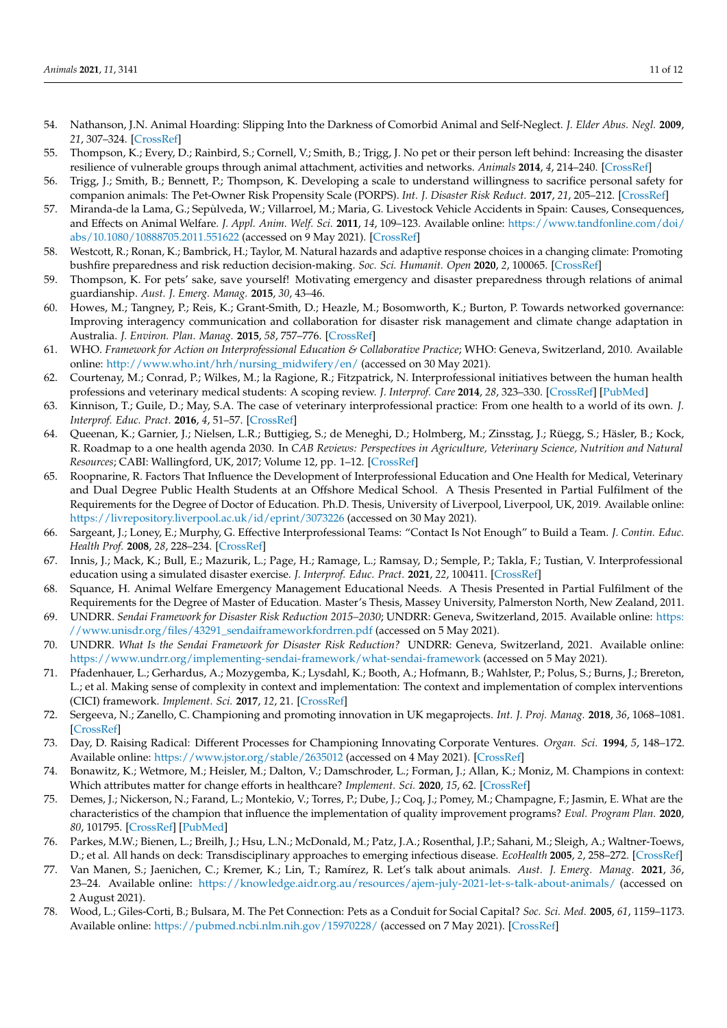54. Nathanson, J.N. Animal Hoarding: Slipping Into the Darkness of Comorbid Animal and Self-Neglect. *J. Elder Abus. Negl.* **2009**, *21*, 307–324. [CrossRef]
55. Thompson, K.; Every, D.; Rainbird, S.; Cornell, V.; Smith, B.; Trigg, J. No pet or their person left behind: Increasing the disaster resilience of vulnerable groups through animal attachment, activities and networks. *Animals* **2014**, *4*, 214–240. [CrossRef]
56. Trigg, J.; Smith, B.; Bennett, P.; Thompson, K. Developing a scale to understand willingness to sacrifice personal safety for companion animals: The Pet-Owner Risk Propensity Scale (PORPS). *Int. J. Disaster Risk Reduct.* **2017**, *21*, 205–212. [CrossRef]
57. Miranda-de la Lama, G.; Sepùlveda, W.; Villarroel, M.; Maria, G. Livestock Vehicle Accidents in Spain: Causes, Consequences, and Effects on Animal Welfare. *J. Appl. Anim. Welf. Sci.* **2011**, *14*, 109–123. Available online: https://www.tandfonline.com/doi/abs/10.1080/10888705.2011.551622 (accessed on 9 May 2021). [CrossRef]
58. Westcott, R.; Ronan, K.; Bambrick, H.; Taylor, M. Natural hazards and adaptive response choices in a changing climate: Promoting bushfire preparedness and risk reduction decision-making. *Soc. Sci. Humanit. Open* **2020**, *2*, 100065. [CrossRef]
59. Thompson, K. For pets' sake, save yourself! Motivating emergency and disaster preparedness through relations of animal guardianship. *Aust. J. Emerg. Manag.* **2015**, *30*, 43–46.
60. Howes, M.; Tangney, P.; Reis, K.; Grant-Smith, D.; Heazle, M.; Bosomworth, K.; Burton, P. Towards networked governance: Improving interagency communication and collaboration for disaster risk management and climate change adaptation in Australia. *J. Environ. Plan. Manag.* **2015**, *58*, 757–776. [CrossRef]
61. WHO. *Framework for Action on Interprofessional Education & Collaborative Practice*; WHO: Geneva, Switzerland, 2010. Available online: http://www.who.int/hrh/nursing_midwifery/en/ (accessed on 30 May 2021).
62. Courtenay, M.; Conrad, P.; Wilkes, M.; la Ragione, R.; Fitzpatrick, N. Interprofessional initiatives between the human health professions and veterinary medical students: A scoping review. *J. Interprof. Care* **2014**, *28*, 323–330. [CrossRef] [PubMed]
63. Kinnison, T.; Guile, D.; May, S.A. The case of veterinary interprofessional practice: From one health to a world of its own. *J. Interprof. Educ. Pract.* **2016**, *4*, 51–57. [CrossRef]
64. Queenan, K.; Garnier, J.; Nielsen, L.R.; Buttigieg, S.; de Meneghi, D.; Holmberg, M.; Zinsstag, J.; Rüegg, S.; Häsler, B.; Kock, R. Roadmap to a one health agenda 2030. In *CAB Reviews: Perspectives in Agriculture, Veterinary Science, Nutrition and Natural Resources*; CABI: Wallingford, UK, 2017; Volume 12, pp. 1–12. [CrossRef]
65. Roopnarine, R. Factors That Influence the Development of Interprofessional Education and One Health for Medical, Veterinary and Dual Degree Public Health Students at an Offshore Medical School. A Thesis Presented in Partial Fulfilment of the Requirements for the Degree of Doctor of Education. Ph.D. Thesis, University of Liverpool, Liverpool, UK, 2019. Available online: https://livrepository.liverpool.ac.uk/id/eprint/3073226 (accessed on 30 May 2021).
66. Sargeant, J.; Loney, E.; Murphy, G. Effective Interprofessional Teams: "Contact Is Not Enough" to Build a Team. *J. Contin. Educ. Health Prof.* **2008**, *28*, 228–234. [CrossRef]
67. Innis, J.; Mack, K.; Bull, E.; Mazurik, L.; Page, H.; Ramage, L.; Ramsay, D.; Semple, P.; Takla, F.; Tustian, V. Interprofessional education using a simulated disaster exercise. *J. Interprof. Educ. Pract.* **2021**, *22*, 100411. [CrossRef]
68. Squance, H. Animal Welfare Emergency Management Educational Needs. A Thesis Presented in Partial Fulfilment of the Requirements for the Degree of Master of Education. Master's Thesis, Massey University, Palmerston North, New Zealand, 2011.
69. UNDRR. *Sendai Framework for Disaster Risk Reduction 2015–2030*; UNDRR: Geneva, Switzerland, 2015. Available online: https://www.unisdr.org/files/43291_sendaiframeworkfordrren.pdf (accessed on 5 May 2021).
70. UNDRR. *What Is the Sendai Framework for Disaster Risk Reduction?* UNDRR: Geneva, Switzerland, 2021. Available online: https://www.undrr.org/implementing-sendai-framework/what-sendai-framework (accessed on 5 May 2021).
71. Pfadenhauer, L.; Gerhardus, A.; Mozygemba, K.; Lysdahl, K.; Booth, A.; Hofmann, B.; Wahlster, P.; Polus, S.; Burns, J.; Brereton, L.; et al. Making sense of complexity in context and implementation: The context and implementation of complex interventions (CICI) framework. *Implement. Sci.* **2017**, *12*, 21. [CrossRef]
72. Sergeeva, N.; Zanello, C. Championing and promoting innovation in UK megaprojects. *Int. J. Proj. Manag.* **2018**, *36*, 1068–1081. [CrossRef]
73. Day, D. Raising Radical: Different Processes for Championing Innovating Corporate Ventures. *Organ. Sci.* **1994**, *5*, 148–172. Available online: https://www.jstor.org/stable/2635012 (accessed on 4 May 2021). [CrossRef]
74. Bonawitz, K.; Wetmore, M.; Heisler, M.; Dalton, V.; Damschroder, L.; Forman, J.; Allan, K.; Moniz, M. Champions in context: Which attributes matter for change efforts in healthcare? *Implement. Sci.* **2020**, *15*, 62. [CrossRef]
75. Demes, J.; Nickerson, N.; Farand, L.; Montekio, V.; Torres, P.; Dube, J.; Coq, J.; Pomey, M.; Champagne, F.; Jasmin, E. What are the characteristics of the champion that influence the implementation of quality improvement programs? *Eval. Program Plan.* **2020**, *80*, 101795. [CrossRef] [PubMed]
76. Parkes, M.W.; Bienen, L.; Breilh, J.; Hsu, L.N.; McDonald, M.; Patz, J.A.; Rosenthal, J.P.; Sahani, M.; Sleigh, A.; Waltner-Toews, D.; et al. All hands on deck: Transdisciplinary approaches to emerging infectious disease. *EcoHealth* **2005**, *2*, 258–272. [CrossRef]
77. Van Manen, S.; Jaenichen, C.; Kremer, K.; Lin, T.; Ramírez, R. Let's talk about animals. *Aust. J. Emerg. Manag.* **2021**, *36*, 23–24. Available online: https://knowledge.aidr.org.au/resources/ajem-july-2021-let-s-talk-about-animals/ (accessed on 2 August 2021).
78. Wood, L.; Giles-Corti, B.; Bulsara, M. The Pet Connection: Pets as a Conduit for Social Capital? *Soc. Sci. Med.* **2005**, *61*, 1159–1173. Available online: https://pubmed.ncbi.nlm.nih.gov/15970228/ (accessed on 7 May 2021). [CrossRef]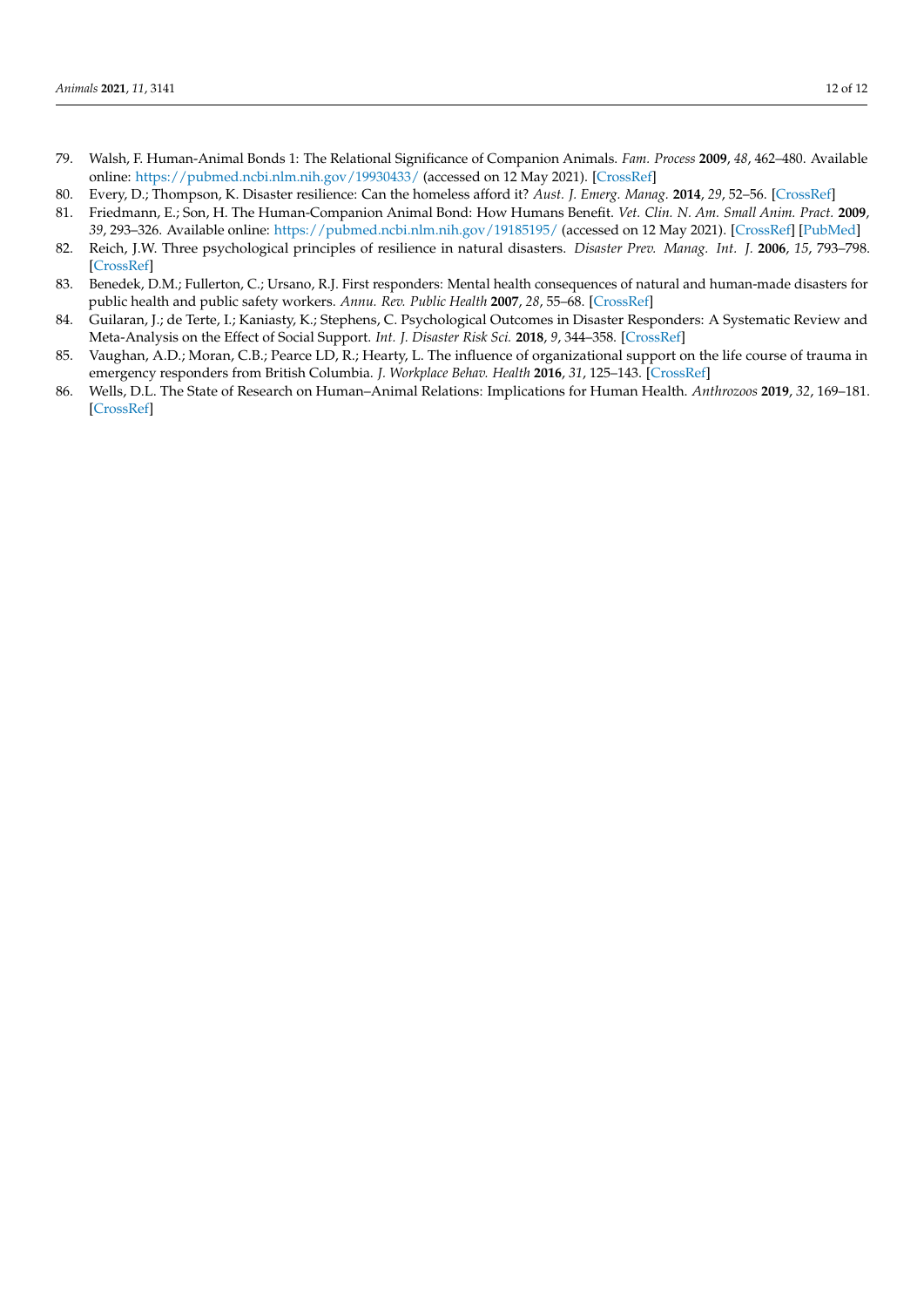79. Walsh, F. Human-Animal Bonds 1: The Relational Significance of Companion Animals. *Fam. Process* **2009**, *48*, 462–480. Available online: https://pubmed.ncbi.nlm.nih.gov/19930433/ (accessed on 12 May 2021). [CrossRef]
80. Every, D.; Thompson, K. Disaster resilience: Can the homeless afford it? *Aust. J. Emerg. Manag.* **2014**, *29*, 52–56. [CrossRef]
81. Friedmann, E.; Son, H. The Human-Companion Animal Bond: How Humans Benefit. *Vet. Clin. N. Am. Small Anim. Pract.* **2009**, *39*, 293–326. Available online: https://pubmed.ncbi.nlm.nih.gov/19185195/ (accessed on 12 May 2021). [CrossRef] [PubMed]
82. Reich, J.W. Three psychological principles of resilience in natural disasters. *Disaster Prev. Manag. Int. J.* **2006**, *15*, 793–798. [CrossRef]
83. Benedek, D.M.; Fullerton, C.; Ursano, R.J. First responders: Mental health consequences of natural and human-made disasters for public health and public safety workers. *Annu. Rev. Public Health* **2007**, *28*, 55–68. [CrossRef]
84. Guilaran, J.; de Terte, I.; Kaniasty, K.; Stephens, C. Psychological Outcomes in Disaster Responders: A Systematic Review and Meta-Analysis on the Effect of Social Support. *Int. J. Disaster Risk Sci.* **2018**, *9*, 344–358. [CrossRef]
85. Vaughan, A.D.; Moran, C.B.; Pearce LD, R.; Hearty, L. The influence of organizational support on the life course of trauma in emergency responders from British Columbia. *J. Workplace Behav. Health* **2016**, *31*, 125–143. [CrossRef]
86. Wells, D.L. The State of Research on Human–Animal Relations: Implications for Human Health. *Anthrozoos* **2019**, *32*, 169–181. [CrossRef]